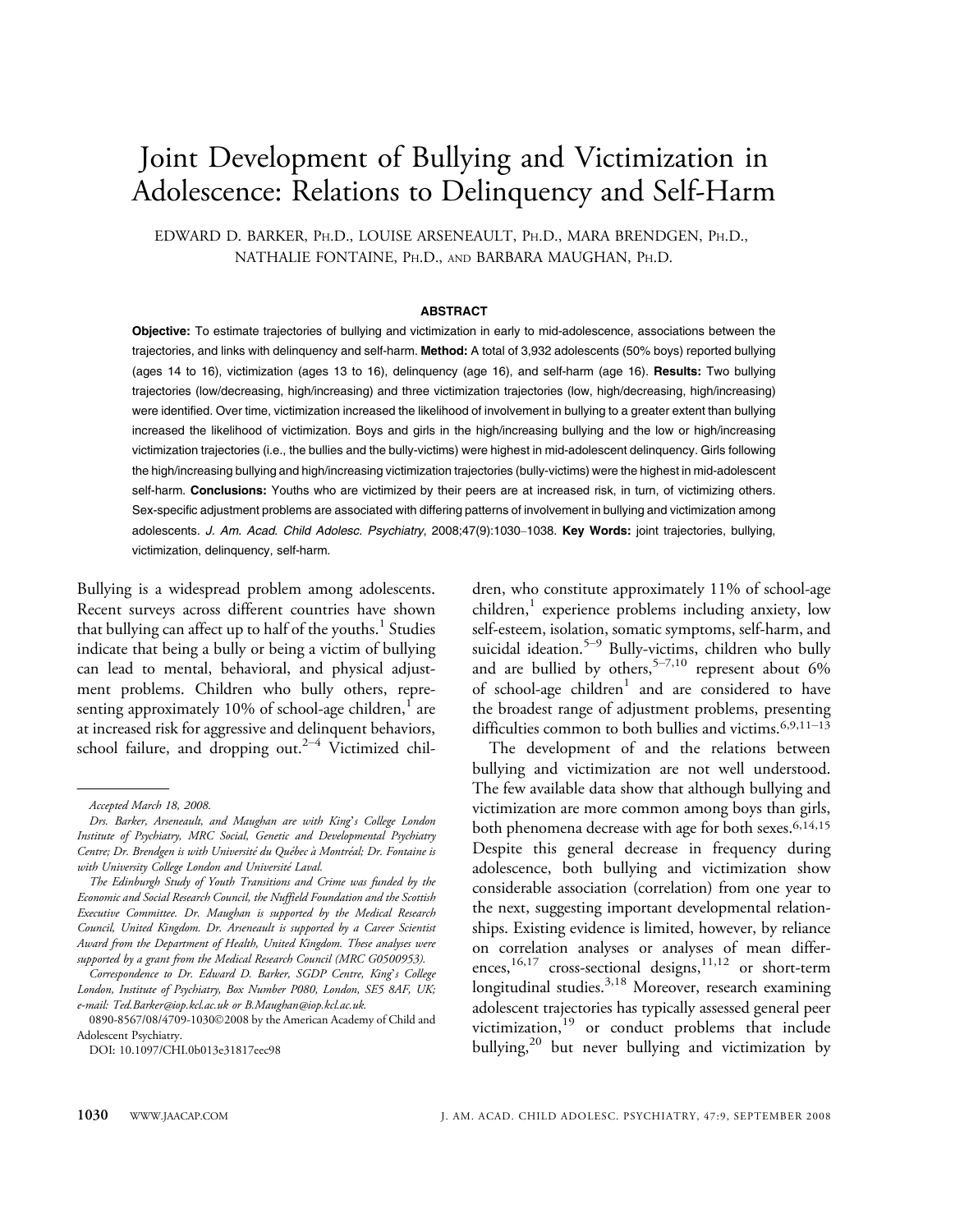# Joint Development of Bullying and Victimization in Adolescence: Relations to Delinquency and Self-Harm

EDWARD D. BARKER, PH.D., LOUISE ARSENEAULT, PH.D., MARA BRENDGEN, PH.D., NATHALIE FONTAINE, PH.D., AND BARBARA MAUGHAN, PH.D.

## ABSTRACT

**Objective:** To estimate trajectories of bullying and victimization in early to mid-adolescence, associations between the trajectories, and links with delinquency and self-harm. **Method:** A total of 3,932 adolescents (50% boys) reported bullying (ages 14 to 16), victimization (ages 13 to 16), delinquency (age 16), and self-harm (age 16). **Results:** Two bullying trajectories (low/decreasing, high/increasing) and three victimization trajectories (low, high/decreasing, high/increasing) were identified. Over time, victimization increased the likelihood of involvement in bullying to a greater extent than bullying increased the likelihood of victimization. Boys and girls in the high/increasing bullying and the low or high/increasing victimization trajectories (i.e., the bullies and the bully-victims) were highest in mid-adolescent delinquency. Girls following the high/increasing bullying and high/increasing victimization trajectories (bully-victims) were the highest in mid-adolescent self-harm. **Conclusions:** Youths who are victimized by their peers are at increased risk, in turn, of victimizing others. Sex-specific adjustment problems are associated with differing patterns of involvement in bullying and victimization among adolescents. *J. Am. Acad. Child Adolesc. Psychiatry*, 2008;47(9):1030–1038. **Key Words:** joint trajectories, bullying, victimization, delinquency, self-harm.

Bullying is a widespread problem among adolescents. Recent surveys across different countries have shown that bullying can affect up to half of the youths.[1] Studies indicate that being a bully or being a victim of bullying can lead to mental, behavioral, and physical adjustment problems. Children who bully others, representing approximately 10% of school-age children,[1] are at increased risk for aggressive and delinquent behaviors, school failure, and dropping out.[2–4] Victimized children, who constitute approximately 11% of school-age children,[1] experience problems including anxiety, low self-esteem, isolation, somatic symptoms, self-harm, and suicidal ideation.[5–9] Bully-victims, children who bully and are bullied by others,[5–7,10] represent about 6% of school-age children[1] and are considered to have the broadest range of adjustment problems, presenting difficulties common to both bullies and victims.[6,9,11–13]

The development of and the relations between bullying and victimization are not well understood. The few available data show that although bullying and victimization are more common among boys than girls, both phenomena decrease with age for both sexes.[6,14,15] Despite this general decrease in frequency during adolescence, both bullying and victimization show considerable association (correlation) from one year to the next, suggesting important developmental relationships. Existing evidence is limited, however, by reliance on correlation analyses or analyses of mean differences,[16,17] cross-sectional designs,[11,12] or short-term longitudinal studies.[3,18] Moreover, research examining adolescent trajectories has typically assessed general peer victimization,[19] or conduct problems that include bullying,[20] but never bullying and victimization by

---

*Accepted March 18, 2008.*

*Drs. Barker, Arseneault, and Maughan are with King's College London Institute of Psychiatry, MRC Social, Genetic and Developmental Psychiatry Centre; Dr. Brendgen is with Université du Québec à Montréal; Dr. Fontaine is with University College London and Université Laval.*

*The Edinburgh Study of Youth Transitions and Crime was funded by the Economic and Social Research Council, the Nuffield Foundation and the Scottish Executive Committee. Dr. Maughan is supported by the Medical Research Council, United Kingdom. Dr. Arseneault is supported by a Career Scientist Award from the Department of Health, United Kingdom. These analyses were supported by a grant from the Medical Research Council (MRC G0500953).*

*Correspondence to Dr. Edward D. Barker, SGDP Centre, King's College London, Institute of Psychiatry, Box Number P080, London, SE5 8AF, UK; e-mail: Ted.Barker@iop.kcl.ac.uk or B.Maughan@iop.kcl.ac.uk.*

0890-8567/08/4709-1030©2008 by the American Academy of Child and Adolescent Psychiatry.

DOI: 10.1097/CHI.0b013e31817eec98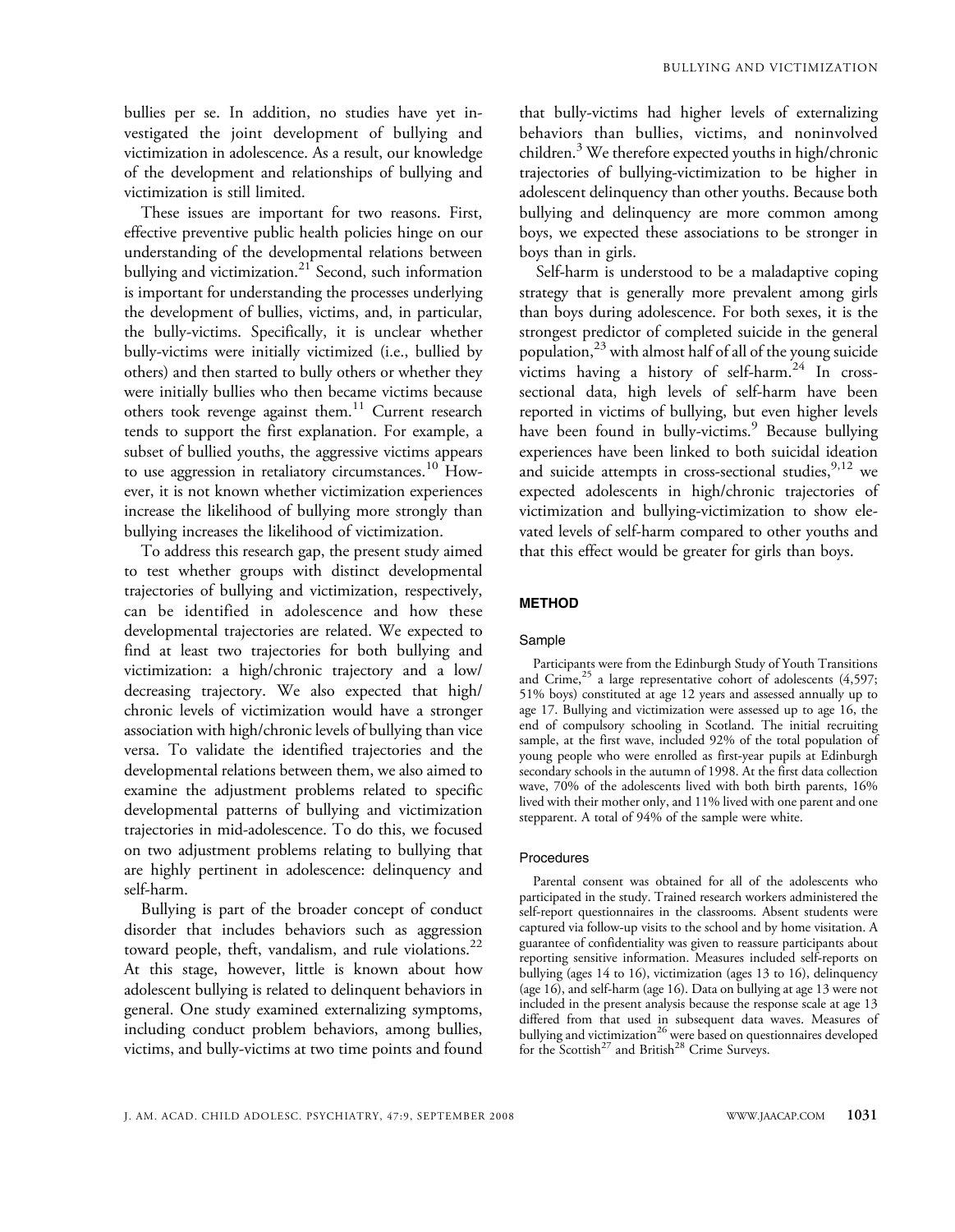bullies per se. In addition, no studies have yet investigated the joint development of bullying and victimization in adolescence. As a result, our knowledge of the development and relationships of bullying and victimization is still limited.

These issues are important for two reasons. First, effective preventive public health policies hinge on our understanding of the developmental relations between bullying and victimization.[21] Second, such information is important for understanding the processes underlying the development of bullies, victims, and, in particular, the bully-victims. Specifically, it is unclear whether bully-victims were initially victimized (i.e., bullied by others) and then started to bully others or whether they were initially bullies who then became victims because others took revenge against them.[11] Current research tends to support the first explanation. For example, a subset of bullied youths, the aggressive victims appears to use aggression in retaliatory circumstances.[10] However, it is not known whether victimization experiences increase the likelihood of bullying more strongly than bullying increases the likelihood of victimization.

To address this research gap, the present study aimed to test whether groups with distinct developmental trajectories of bullying and victimization, respectively, can be identified in adolescence and how these developmental trajectories are related. We expected to find at least two trajectories for both bullying and victimization: a high/chronic trajectory and a low/decreasing trajectory. We also expected that high/chronic levels of victimization would have a stronger association with high/chronic levels of bullying than vice versa. To validate the identified trajectories and the developmental relations between them, we also aimed to examine the adjustment problems related to specific developmental patterns of bullying and victimization trajectories in mid-adolescence. To do this, we focused on two adjustment problems relating to bullying that are highly pertinent in adolescence: delinquency and self-harm.

Bullying is part of the broader concept of conduct disorder that includes behaviors such as aggression toward people, theft, vandalism, and rule violations.[22] At this stage, however, little is known about how adolescent bullying is related to delinquent behaviors in general. One study examined externalizing symptoms, including conduct problem behaviors, among bullies, victims, and bully-victims at two time points and found that bully-victims had higher levels of externalizing behaviors than bullies, victims, and noninvolved children.[3] We therefore expected youths in high/chronic trajectories of bullying-victimization to be higher in adolescent delinquency than other youths. Because both bullying and delinquency are more common among boys, we expected these associations to be stronger in boys than in girls.

Self-harm is understood to be a maladaptive coping strategy that is generally more prevalent among girls than boys during adolescence. For both sexes, it is the strongest predictor of completed suicide in the general population,[23] with almost half of all of the young suicide victims having a history of self-harm.[24] In cross-sectional data, high levels of self-harm have been reported in victims of bullying, but even higher levels have been found in bully-victims.[9] Because bullying experiences have been linked to both suicidal ideation and suicide attempts in cross-sectional studies,[9,12] we expected adolescents in high/chronic trajectories of victimization and bullying-victimization to show elevated levels of self-harm compared to other youths and that this effect would be greater for girls than boys.

## METHOD

### Sample

Participants were from the Edinburgh Study of Youth Transitions and Crime,[25] a large representative cohort of adolescents (4,597; 51% boys) constituted at age 12 years and assessed annually up to age 17. Bullying and victimization were assessed up to age 16, the end of compulsory schooling in Scotland. The initial recruiting sample, at the first wave, included 92% of the total population of young people who were enrolled as first-year pupils at Edinburgh secondary schools in the autumn of 1998. At the first data collection wave, 70% of the adolescents lived with both birth parents, 16% lived with their mother only, and 11% lived with one parent and one stepparent. A total of 94% of the sample were white.

### Procedures

Parental consent was obtained for all of the adolescents who participated in the study. Trained research workers administered the self-report questionnaires in the classrooms. Absent students were captured via follow-up visits to the school and by home visitation. A guarantee of confidentiality was given to reassure participants about reporting sensitive information. Measures included self-reports on bullying (ages 14 to 16), victimization (ages 13 to 16), delinquency (age 16), and self-harm (age 16). Data on bullying at age 13 were not included in the present analysis because the response scale at age 13 differed from that used in subsequent data waves. Measures of bullying and victimization[26] were based on questionnaires developed for the Scottish[27] and British[28] Crime Surveys.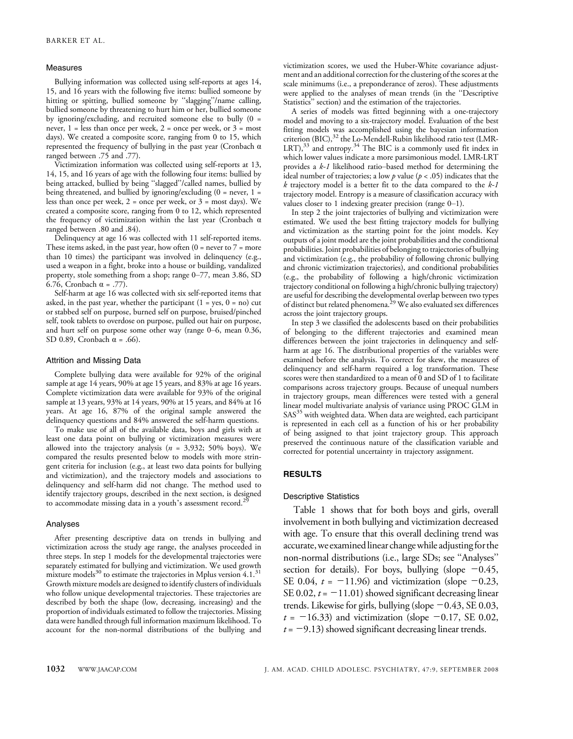### Measures

Bullying information was collected using self-reports at ages 14, 15, and 16 years with the following five items: bullied someone by hitting or spitting, bullied someone by "slagging"/name calling, bullied someone by threatening to hurt him or her, bullied someone by ignoring/excluding, and recruited someone else to bully (0 = never, 1 = less than once per week, 2 = once per week, or 3 = most days). We created a composite score, ranging from 0 to 15, which represented the frequency of bullying in the past year (Cronbach $\alpha$ ranged between .75 and .77).

Victimization information was collected using self-reports at 13, 14, 15, and 16 years of age with the following four items: bullied by being attacked, bullied by being "slagged"/called names, bullied by being threatened, and bullied by ignoring/excluding (0 = never, 1 = less than once per week, 2 = once per week, or 3 = most days). We created a composite score, ranging from 0 to 12, which represented the frequency of victimization within the last year (Cronbach $\alpha$ ranged between .80 and .84).

Delinquency at age 16 was collected with 11 self-reported items. These items asked, in the past year, how often (0 = never to 7 = more than 10 times) the participant was involved in delinquency (e.g., used a weapon in a fight, broke into a house or building, vandalized property, stole something from a shop; range 0–77, mean 3.86, SD 6.76, Cronbach $\alpha$ = .77).

Self-harm at age 16 was collected with six self-reported items that asked, in the past year, whether the participant (1 = yes, 0 = no) cut or stabbed self on purpose, burned self on purpose, bruised/pinched self, took tablets to overdose on purpose, pulled out hair on purpose, and hurt self on purpose some other way (range 0–6, mean 0.36, SD 0.89, Cronbach $\alpha$ = .66).

### Attrition and Missing Data

Complete bullying data were available for 92% of the original sample at age 14 years, 90% at age 15 years, and 83% at age 16 years. Complete victimization data were available for 93% of the original sample at 13 years, 93% at 14 years, 90% at 15 years, and 84% at 16 years. At age 16, 87% of the original sample answered the delinquency questions and 84% answered the self-harm questions.

To make use of all of the available data, boys and girls with at least one data point on bullying or victimization measures were allowed into the trajectory analysis ($n$ = 3,932; 50% boys). We compared the results presented below to models with more stringent criteria for inclusion (e.g., at least two data points for bullying and victimization), and the trajectory models and associations to delinquency and self-harm did not change. The method used to identify trajectory groups, described in the next section, is designed to accommodate missing data in a youth's assessment record.[29]

### Analyses

After presenting descriptive data on trends in bullying and victimization across the study age range, the analyses proceeded in three steps. In step 1 models for the developmental trajectories were separately estimated for bullying and victimization. We used growth mixture models[30] to estimate the trajectories in Mplus version 4.1.[31] Growth mixture models are designed to identify clusters of individuals who follow unique developmental trajectories. These trajectories are described by both the shape (low, decreasing, increasing) and the proportion of individuals estimated to follow the trajectories. Missing data were handled through full information maximum likelihood. To account for the non-normal distributions of the bullying and victimization scores, we used the Huber-White covariance adjustment and an additional correction for the clustering of the scores at the scale minimums (i.e., a preponderance of zeros). These adjustments were applied to the analyses of mean trends (in the "Descriptive Statistics" section) and the estimation of the trajectories.

A series of models was fitted beginning with a one-trajectory model and moving to a six-trajectory model. Evaluation of the best fitting models was accomplished using the bayesian information criterion (BIC),[32] the Lo-Mendell-Rubin likelihood ratio test (LMR-LRT),[33] and entropy.[34] The BIC is a commonly used fit index in which lower values indicate a more parsimonious model. LMR-LRT provides a *k-1* likelihood ratio–based method for determining the ideal number of trajectories; a low $p$ value ($p < .05$) indicates that the $k$ trajectory model is a better fit to the data compared to the *k-1* trajectory model. Entropy is a measure of classification accuracy with values closer to 1 indexing greater precision (range 0–1).

In step 2 the joint trajectories of bullying and victimization were estimated. We used the best fitting trajectory models for bullying and victimization as the starting point for the joint models. Key outputs of a joint model are the joint probabilities and the conditional probabilities. Joint probabilities of belonging to trajectories of bullying and victimization (e.g., the probability of following chronic bullying and chronic victimization trajectories), and conditional probabilities (e.g., the probability of following a high/chronic victimization trajectory conditional on following a high/chronic bullying trajectory) are useful for describing the developmental overlap between two types of distinct but related phenomena.[29] We also evaluated sex differences across the joint trajectory groups.

In step 3 we classified the adolescents based on their probabilities of belonging to the different trajectories and examined mean differences between the joint trajectories in delinquency and self-harm at age 16. The distributional properties of the variables were examined before the analysis. To correct for skew, the measures of delinquency and self-harm required a log transformation. These scores were then standardized to a mean of 0 and SD of 1 to facilitate comparisons across trajectory groups. Because of unequal numbers in trajectory groups, mean differences were tested with a general linear model multivariate analysis of variance using PROC GLM in SAS[35] with weighted data. When data are weighted, each participant is represented in each cell as a function of his or her probability of being assigned to that joint trajectory group. This approach preserved the continuous nature of the classification variable and corrected for potential uncertainty in trajectory assignment.

## RESULTS

### Descriptive Statistics

Table 1 shows that for both boys and girls, overall involvement in both bullying and victimization decreased with age. To ensure that this overall declining trend was accurate, we examined linear change while adjusting for the non-normal distributions (i.e., large SDs; see "Analyses" section for details). For boys, bullying (slope $-0.45$, SE 0.04, $t = -11.96$) and victimization (slope $-0.23$, SE 0.02, $t = -11.01$) showed significant decreasing linear trends. Likewise for girls, bullying (slope $-0.43$, SE 0.03, $t = -16.33$) and victimization (slope $-0.17$, SE 0.02, $t = -9.13$) showed significant decreasing linear trends.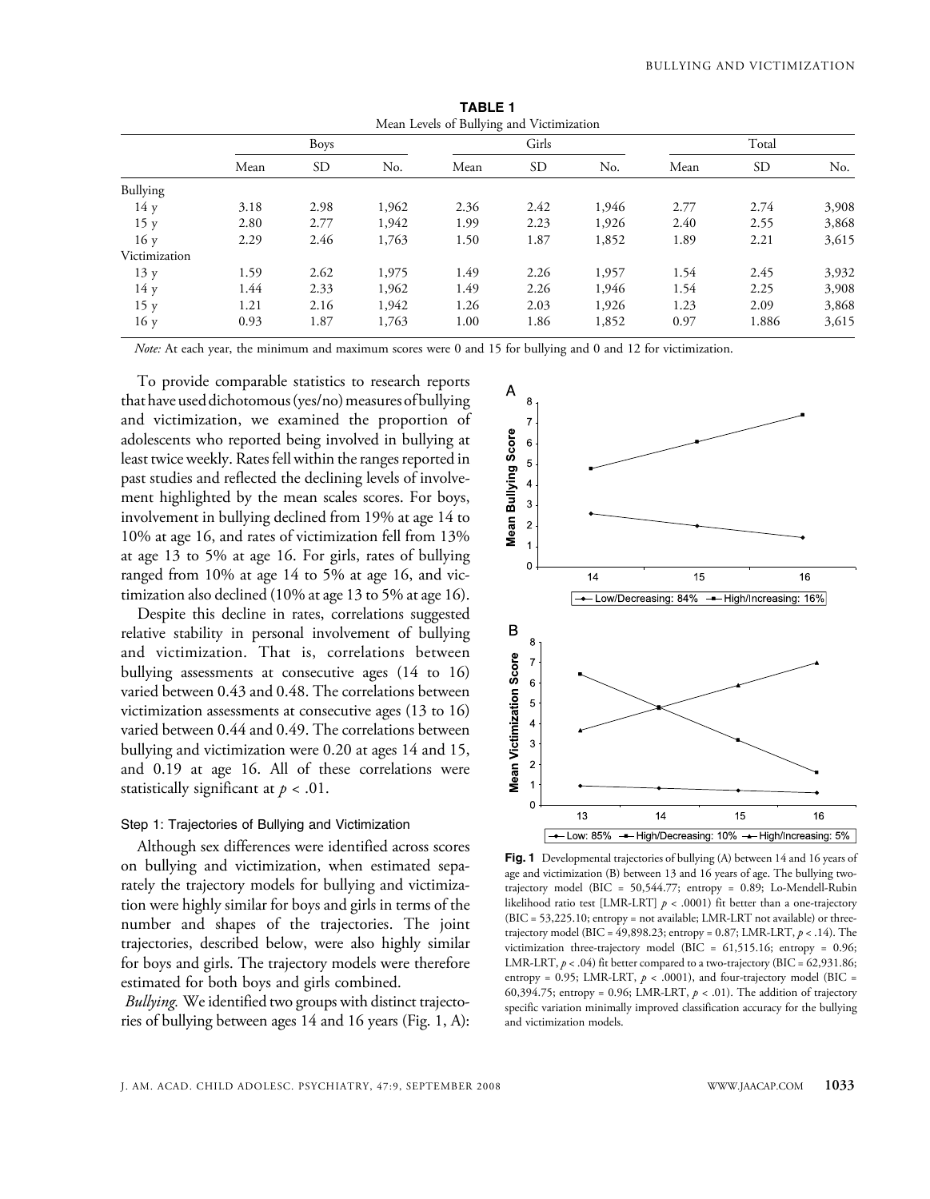**TABLE 1**
Mean Levels of Bullying and Victimization

| | Boys | | | Girls | | | Total | | |
|---|---|---|---|---|---|---|---|---|---|
| | Mean | SD | No. | Mean | SD | No. | Mean | SD | No. |
| Bullying | | | | | | | | | |
| 14 y | 3.18 | 2.98 | 1,962 | 2.36 | 2.42 | 1,946 | 2.77 | 2.74 | 3,908 |
| 15 y | 2.80 | 2.77 | 1,942 | 1.99 | 2.23 | 1,926 | 2.40 | 2.55 | 3,868 |
| 16 y | 2.29 | 2.46 | 1,763 | 1.50 | 1.87 | 1,852 | 1.89 | 2.21 | 3,615 |
| Victimization | | | | | | | | | |
| 13 y | 1.59 | 2.62 | 1,975 | 1.49 | 2.26 | 1,957 | 1.54 | 2.45 | 3,932 |
| 14 y | 1.44 | 2.33 | 1,962 | 1.49 | 2.26 | 1,946 | 1.54 | 2.25 | 3,908 |
| 15 y | 1.21 | 2.16 | 1,942 | 1.26 | 2.03 | 1,926 | 1.23 | 2.09 | 3,868 |
| 16 y | 0.93 | 1.87 | 1,763 | 1.00 | 1.86 | 1,852 | 0.97 | 1.886 | 3,615 |

*Note:* At each year, the minimum and maximum scores were 0 and 15 for bullying and 0 and 12 for victimization.

To provide comparable statistics to research reports that have used dichotomous (yes/no) measures of bullying and victimization, we examined the proportion of adolescents who reported being involved in bullying at least twice weekly. Rates fell within the ranges reported in past studies and reflected the declining levels of involvement highlighted by the mean scales scores. For boys, involvement in bullying declined from 19% at age 14 to 10% at age 16, and rates of victimization fell from 13% at age 13 to 5% at age 16. For girls, rates of bullying ranged from 10% at age 14 to 5% at age 16, and victimization also declined (10% at age 13 to 5% at age 16).

Despite this decline in rates, correlations suggested relative stability in personal involvement of bullying and victimization. That is, correlations between bullying assessments at consecutive ages (14 to 16) varied between 0.43 and 0.48. The correlations between victimization assessments at consecutive ages (13 to 16) varied between 0.44 and 0.49. The correlations between bullying and victimization were 0.20 at ages 14 and 15, and 0.19 at age 16. All of these correlations were statistically significant at $p < .01$.

### Step 1: Trajectories of Bullying and Victimization

Although sex differences were identified across scores on bullying and victimization, when estimated separately the trajectory models for bullying and victimization were highly similar for boys and girls in terms of the number and shapes of the trajectories. The joint trajectories, described below, were also highly similar for boys and girls. The trajectory models were therefore estimated for both boys and girls combined.

*Bullying.* We identified two groups with distinct trajectories of bullying between ages 14 and 16 years (Fig. 1, A):

**Fig. 1** Developmental trajectories of bullying (A) between 14 and 16 years of age and victimization (B) between 13 and 16 years of age. The bullying two-trajectory model (BIC = 50,544.77; entropy = 0.89; Lo-Mendell-Rubin likelihood ratio test [LMR-LRT] $p < .0001$) fit better than a one-trajectory (BIC = 53,225.10; entropy = not available; LMR-LRT not available) or three-trajectory model (BIC = 49,898.23; entropy = 0.87; LMR-LRT, $p < .14$). The victimization three-trajectory model (BIC = 61,515.16; entropy = 0.96; LMR-LRT, $p < .04$) fit better compared to a two-trajectory (BIC = 62,931.86; entropy = 0.95; LMR-LRT, $p < .0001$), and four-trajectory model (BIC = 60,394.75; entropy = 0.96; LMR-LRT, $p < .01$). The addition of trajectory specific variation minimally improved classification accuracy for the bullying and victimization models.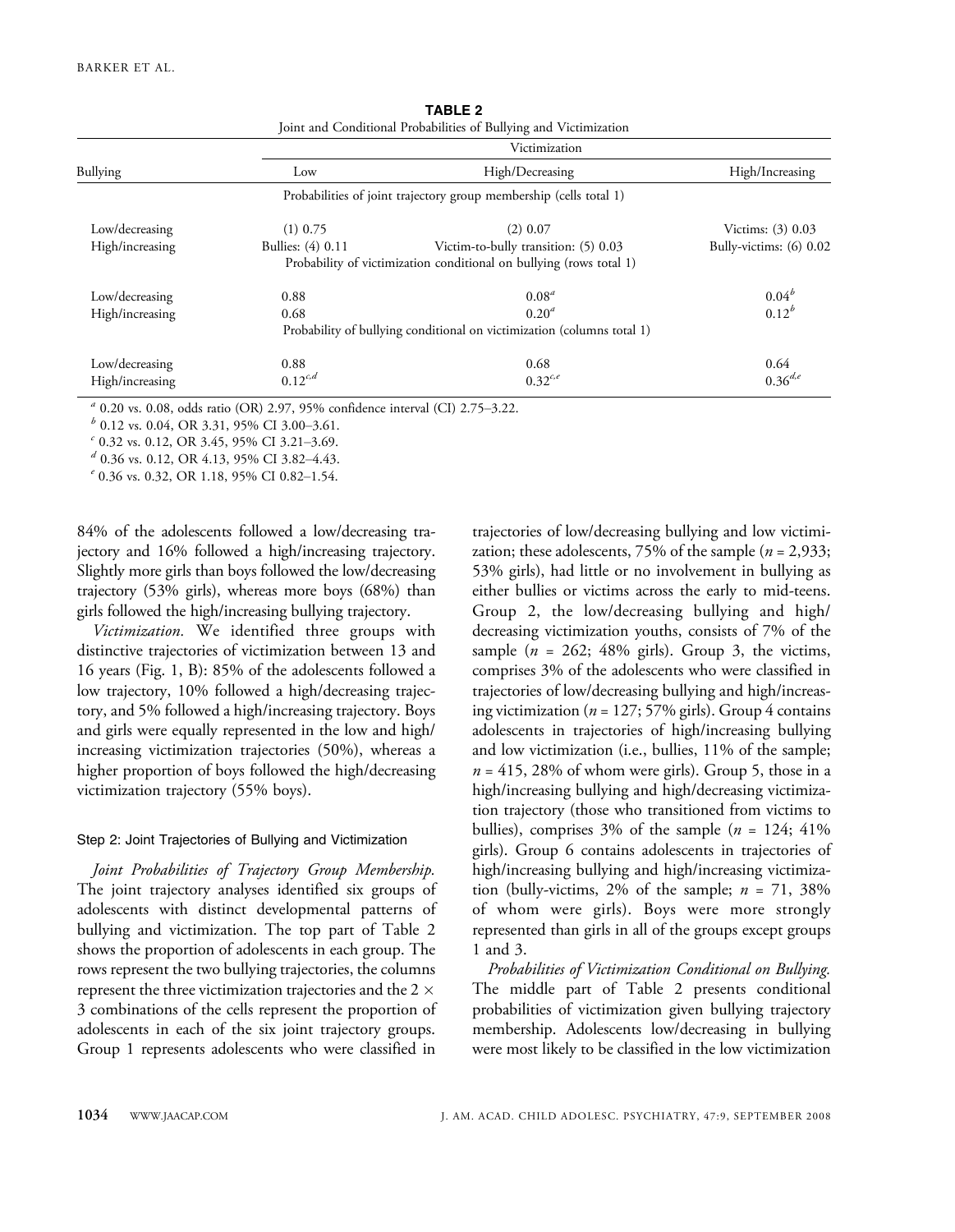**TABLE 2**
Joint and Conditional Probabilities of Bullying and Victimization

| Bullying | Victimization | | |
|---|---|---|---|
| | Low | High/Decreasing | High/Increasing |
| | Probabilities of joint trajectory group membership (cells total 1) | | |
| Low/decreasing | (1) 0.75 | (2) 0.07 | Victims: (3) 0.03 |
| High/increasing | Bullies: (4) 0.11 | Victim-to-bully transition: (5) 0.03 | Bully-victims: (6) 0.02 |
| | Probability of victimization conditional on bullying (rows total 1) | | |
| Low/decreasing | 0.88 | 0.08[a] | 0.04[b] |
| High/increasing | 0.68 | 0.20[a] | 0.12[b] |
| | Probability of bullying conditional on victimization (columns total 1) | | |
| Low/decreasing | 0.88 | 0.68 | 0.64 |
| High/increasing | 0.12[c,d] | 0.32[c,e] | 0.36[d,e] |

[a] 0.20 vs. 0.08, odds ratio (OR) 2.97, 95% confidence interval (CI) 2.75–3.22.
[b] 0.12 vs. 0.04, OR 3.31, 95% CI 3.00–3.61.
[c] 0.32 vs. 0.12, OR 3.45, 95% CI 3.21–3.69.
[d] 0.36 vs. 0.12, OR 4.13, 95% CI 3.82–4.43.
[e] 0.36 vs. 0.32, OR 1.18, 95% CI 0.82–1.54.

84% of the adolescents followed a low/decreasing trajectory and 16% followed a high/increasing trajectory. Slightly more girls than boys followed the low/decreasing trajectory (53% girls), whereas more boys (68%) than girls followed the high/increasing bullying trajectory.

*Victimization.* We identified three groups with distinctive trajectories of victimization between 13 and 16 years (Fig. 1, B): 85% of the adolescents followed a low trajectory, 10% followed a high/decreasing trajectory, and 5% followed a high/increasing trajectory. Boys and girls were equally represented in the low and high/increasing victimization trajectories (50%), whereas a higher proportion of boys followed the high/decreasing victimization trajectory (55% boys).

### Step 2: Joint Trajectories of Bullying and Victimization

*Joint Probabilities of Trajectory Group Membership.* The joint trajectory analyses identified six groups of adolescents with distinct developmental patterns of bullying and victimization. The top part of Table 2 shows the proportion of adolescents in each group. The rows represent the two bullying trajectories, the columns represent the three victimization trajectories and the $2 \times 3$ combinations of the cells represent the proportion of adolescents in each of the six joint trajectory groups. Group 1 represents adolescents who were classified in trajectories of low/decreasing bullying and low victimization; these adolescents, 75% of the sample ($n$ = 2,933; 53% girls), had little or no involvement in bullying as either bullies or victims across the early to mid-teens. Group 2, the low/decreasing bullying and high/decreasing victimization youths, consists of 7% of the sample ($n$ = 262; 48% girls). Group 3, the victims, comprises 3% of the adolescents who were classified in trajectories of low/decreasing bullying and high/increasing victimization ($n$ = 127; 57% girls). Group 4 contains adolescents in trajectories of high/increasing bullying and low victimization (i.e., bullies, 11% of the sample; $n$ = 415, 28% of whom were girls). Group 5, those in a high/increasing bullying and high/decreasing victimization trajectory (those who transitioned from victims to bullies), comprises 3% of the sample ($n$ = 124; 41% girls). Group 6 contains adolescents in trajectories of high/increasing bullying and high/increasing victimization (bully-victims, 2% of the sample; $n$ = 71, 38% of whom were girls). Boys were more strongly represented than girls in all of the groups except groups 1 and 3.

*Probabilities of Victimization Conditional on Bullying.* The middle part of Table 2 presents conditional probabilities of victimization given bullying trajectory membership. Adolescents low/decreasing in bullying were most likely to be classified in the low victimization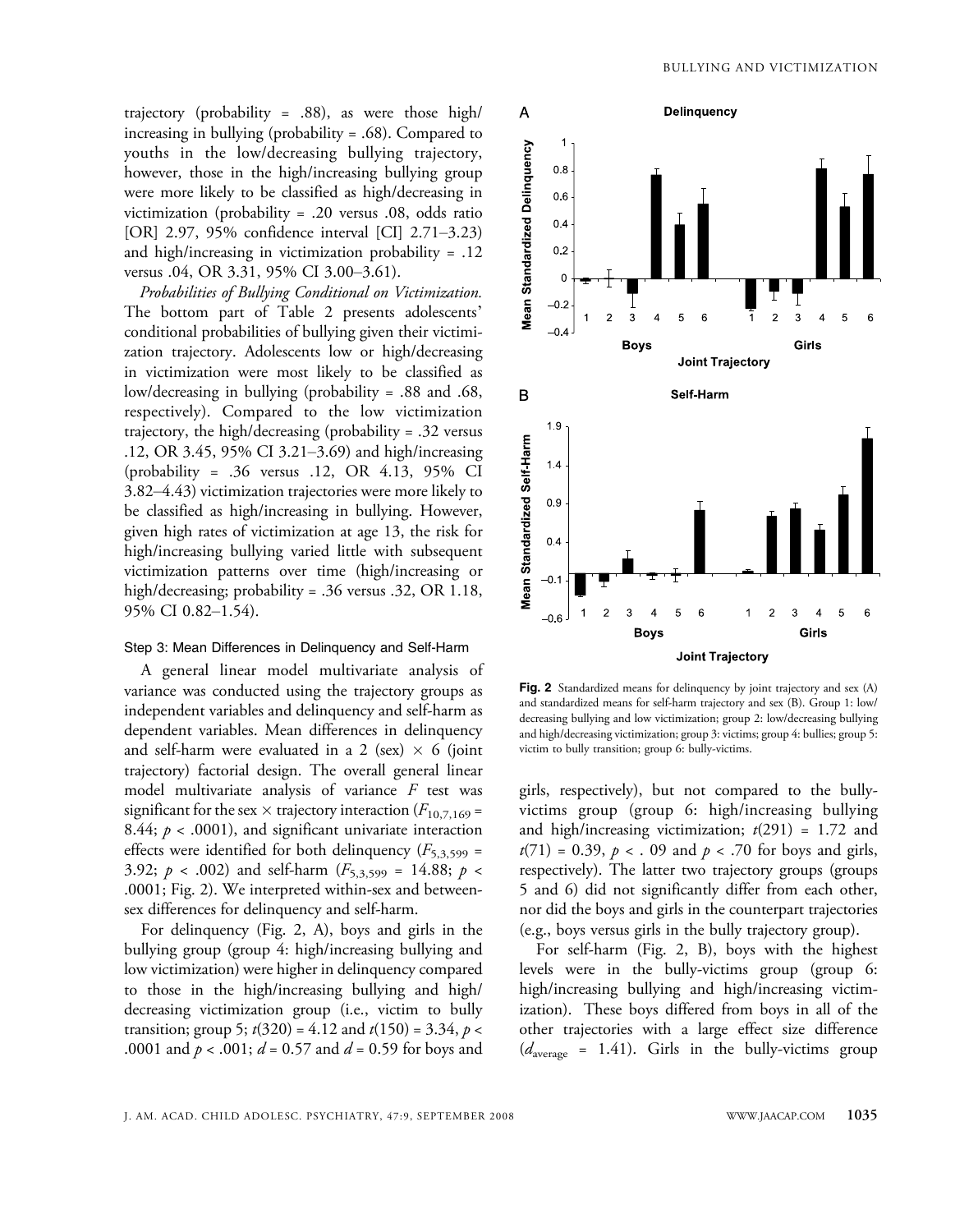trajectory (probability = .88), as were those high/increasing in bullying (probability = .68). Compared to youths in the low/decreasing bullying trajectory, however, those in the high/increasing bullying group were more likely to be classified as high/decreasing in victimization (probability = .20 versus .08, odds ratio [OR] 2.97, 95% confidence interval [CI] 2.71–3.23) and high/increasing in victimization probability = .12 versus .04, OR 3.31, 95% CI 3.00–3.61).

*Probabilities of Bullying Conditional on Victimization.* The bottom part of Table 2 presents adolescents' conditional probabilities of bullying given their victimization trajectory. Adolescents low or high/decreasing in victimization were most likely to be classified as low/decreasing in bullying (probability = .88 and .68, respectively). Compared to the low victimization trajectory, the high/decreasing (probability = .32 versus .12, OR 3.45, 95% CI 3.21–3.69) and high/increasing (probability = .36 versus .12, OR 4.13, 95% CI 3.82–4.43) victimization trajectories were more likely to be classified as high/increasing in bullying. However, given high rates of victimization at age 13, the risk for high/increasing bullying varied little with subsequent victimization patterns over time (high/increasing or high/decreasing; probability = .36 versus .32, OR 1.18, 95% CI 0.82–1.54).

### Step 3: Mean Differences in Delinquency and Self-Harm

A general linear model multivariate analysis of variance was conducted using the trajectory groups as independent variables and delinquency and self-harm as dependent variables. Mean differences in delinquency and self-harm were evaluated in a 2 (sex) × 6 (joint trajectory) factorial design. The overall general linear model multivariate analysis of variance $F$ test was significant for the sex × trajectory interaction ($F_{10,7,169}$ = 8.44; $p < .0001$), and significant univariate interaction effects were identified for both delinquency ($F_{5,3,599}$ = 3.92; $p < .002$) and self-harm ($F_{5,3,599}$ = 14.88; $p < .0001$; Fig. 2). We interpreted within-sex and between-sex differences for delinquency and self-harm.

For delinquency (Fig. 2, A), boys and girls in the bullying group (group 4: high/increasing bullying and low victimization) were higher in delinquency compared to those in the high/increasing bullying and high/decreasing victimization group (i.e., victim to bully transition; group 5; $t(320)$ = 4.12 and $t(150)$ = 3.34, $p < .0001$ and $p < .001$; $d$ = 0.57 and $d$ = 0.59 for boys and girls, respectively), but not compared to the bully-victims group (group 6: high/increasing bullying and high/increasing victimization; $t(291)$ = 1.72 and $t(71)$ = 0.39, $p < .09$ and $p < .70$ for boys and girls, respectively). The latter two trajectory groups (groups 5 and 6) did not significantly differ from each other, nor did the boys and girls in the counterpart trajectories (e.g., boys versus girls in the bully trajectory group).

For self-harm (Fig. 2, B), boys with the highest levels were in the bully-victims group (group 6: high/increasing bullying and high/increasing victimization). These boys differed from boys in all of the other trajectories with a large effect size difference ($d_{\text{average}}$ = 1.41). Girls in the bully-victims group

**Fig. 2** Standardized means for delinquency by joint trajectory and sex (A) and standardized means for self-harm trajectory and sex (B). Group 1: low/decreasing bullying and low victimization; group 2: low/decreasing bullying and high/decreasing victimization; group 3: victims; group 4: bullies; group 5: victim to bully transition; group 6: bully-victims.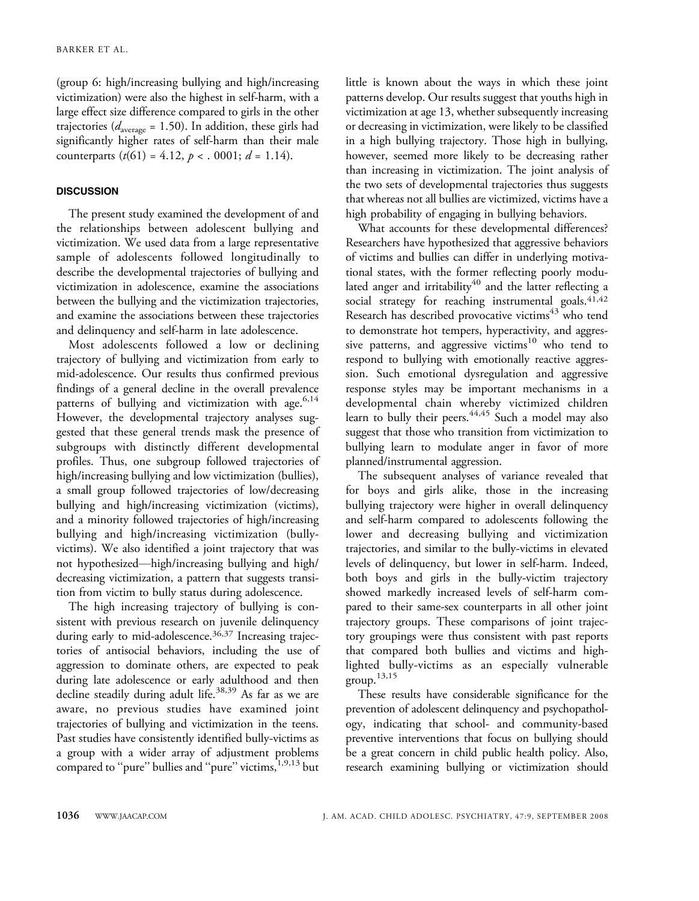(group 6: high/increasing bullying and high/increasing victimization) were also the highest in self-harm, with a large effect size difference compared to girls in the other trajectories ($d_{average}$ = 1.50). In addition, these girls had significantly higher rates of self-harm than their male counterparts ($t(61) = 4.12$, $p < .0001$; $d = 1.14$).

## DISCUSSION

The present study examined the development of and the relationships between adolescent bullying and victimization. We used data from a large representative sample of adolescents followed longitudinally to describe the developmental trajectories of bullying and victimization in adolescence, examine the associations between the bullying and the victimization trajectories, and examine the associations between these trajectories and delinquency and self-harm in late adolescence.

Most adolescents followed a low or declining trajectory of bullying and victimization from early to mid-adolescence. Our results thus confirmed previous findings of a general decline in the overall prevalence patterns of bullying and victimization with age.[6,14] However, the developmental trajectory analyses suggested that these general trends mask the presence of subgroups with distinctly different developmental profiles. Thus, one subgroup followed trajectories of high/increasing bullying and low victimization (bullies), a small group followed trajectories of low/decreasing bullying and high/increasing victimization (victims), and a minority followed trajectories of high/increasing bullying and high/increasing victimization (bully-victims). We also identified a joint trajectory that was not hypothesized—high/increasing bullying and high/decreasing victimization, a pattern that suggests transition from victim to bully status during adolescence.

The high increasing trajectory of bullying is consistent with previous research on juvenile delinquency during early to mid-adolescence.[36,37] Increasing trajectories of antisocial behaviors, including the use of aggression to dominate others, are expected to peak during late adolescence or early adulthood and then decline steadily during adult life.[38,39] As far as we are aware, no previous studies have examined joint trajectories of bullying and victimization in the teens. Past studies have consistently identified bully-victims as a group with a wider array of adjustment problems compared to "pure" bullies and "pure" victims,[1,9,13] but little is known about the ways in which these joint patterns develop. Our results suggest that youths high in victimization at age 13, whether subsequently increasing or decreasing in victimization, were likely to be classified in a high bullying trajectory. Those high in bullying, however, seemed more likely to be decreasing rather than increasing in victimization. The joint analysis of the two sets of developmental trajectories thus suggests that whereas not all bullies are victimized, victims have a high probability of engaging in bullying behaviors.

What accounts for these developmental differences? Researchers have hypothesized that aggressive behaviors of victims and bullies can differ in underlying motivational states, with the former reflecting poorly modulated anger and irritability[40] and the latter reflecting a social strategy for reaching instrumental goals.[41,42] Research has described provocative victims[43] who tend to demonstrate hot tempers, hyperactivity, and aggressive patterns, and aggressive victims[10] who tend to respond to bullying with emotionally reactive aggression. Such emotional dysregulation and aggressive response styles may be important mechanisms in a developmental chain whereby victimized children learn to bully their peers.[44,45] Such a model may also suggest that those who transition from victimization to bullying learn to modulate anger in favor of more planned/instrumental aggression.

The subsequent analyses of variance revealed that for boys and girls alike, those in the increasing bullying trajectory were higher in overall delinquency and self-harm compared to adolescents following the lower and decreasing bullying and victimization trajectories, and similar to the bully-victims in elevated levels of delinquency, but lower in self-harm. Indeed, both boys and girls in the bully-victim trajectory showed markedly increased levels of self-harm compared to their same-sex counterparts in all other joint trajectory groups. These comparisons of joint trajectory groupings were thus consistent with past reports that compared both bullies and victims and highlighted bully-victims as an especially vulnerable group.[13,15]

These results have considerable significance for the prevention of adolescent delinquency and psychopathology, indicating that school- and community-based preventive interventions that focus on bullying should be a great concern in child public health policy. Also, research examining bullying or victimization should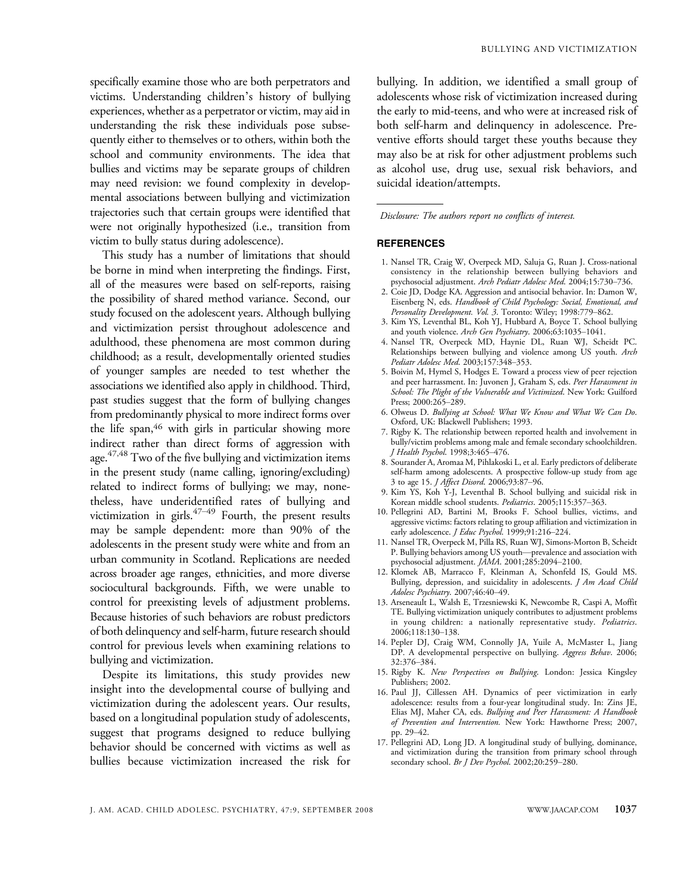specifically examine those who are both perpetrators and victims. Understanding children's history of bullying experiences, whether as a perpetrator or victim, may aid in understanding the risk these individuals pose subsequently either to themselves or to others, within both the school and community environments. The idea that bullies and victims may be separate groups of children may need revision: we found complexity in developmental associations between bullying and victimization trajectories such that certain groups were identified that were not originally hypothesized (i.e., transition from victim to bully status during adolescence).

This study has a number of limitations that should be borne in mind when interpreting the findings. First, all of the measures were based on self-reports, raising the possibility of shared method variance. Second, our study focused on the adolescent years. Although bullying and victimization persist throughout adolescence and adulthood, these phenomena are most common during childhood; as a result, developmentally oriented studies of younger samples are needed to test whether the associations we identified also apply in childhood. Third, past studies suggest that the form of bullying changes from predominantly physical to more indirect forms over the life span,[46] with girls in particular showing more indirect rather than direct forms of aggression with age.[47,48] Two of the five bullying and victimization items in the present study (name calling, ignoring/excluding) related to indirect forms of bullying; we may, nonetheless, have underidentified rates of bullying and victimization in girls.[47–49] Fourth, the present results may be sample dependent: more than 90% of the adolescents in the present study were white and from an urban community in Scotland. Replications are needed across broader age ranges, ethnicities, and more diverse sociocultural backgrounds. Fifth, we were unable to control for preexisting levels of adjustment problems. Because histories of such behaviors are robust predictors of both delinquency and self-harm, future research should control for previous levels when examining relations to bullying and victimization.

Despite its limitations, this study provides new insight into the developmental course of bullying and victimization during the adolescent years. Our results, based on a longitudinal population study of adolescents, suggest that programs designed to reduce bullying behavior should be concerned with victims as well as bullies because victimization increased the risk for bullying. In addition, we identified a small group of adolescents whose risk of victimization increased during the early to mid-teens, and who were at increased risk of both self-harm and delinquency in adolescence. Preventive efforts should target these youths because they may also be at risk for other adjustment problems such as alcohol use, drug use, sexual risk behaviors, and suicidal ideation/attempts.

*Disclosure: The authors report no conflicts of interest.*

## REFERENCES

1. Nansel TR, Craig W, Overpeck MD, Saluja G, Ruan J. Cross-national consistency in the relationship between bullying behaviors and psychosocial adjustment. *Arch Pediatr Adolesc Med.* 2004;15:730–736.
2. Coie JD, Dodge KA. Aggression and antisocial behavior. In: Damon W, Eisenberg N, eds. *Handbook of Child Psychology: Social, Emotional, and Personality Development. Vol. 3.* Toronto: Wiley; 1998:779–862.
3. Kim YS, Leventhal BL, Koh YJ, Hubbard A, Boyce T. School bullying and youth violence. *Arch Gen Psychiatry.* 2006;63:1035–1041.
4. Nansel TR, Overpeck MD, Haynie DL, Ruan WJ, Scheidt PC. Relationships between bullying and violence among US youth. *Arch Pediatr Adolesc Med.* 2003;157:348–353.
5. Boivin M, Hymel S, Hodges E. Toward a process view of peer rejection and peer harrassment. In: Juvonen J, Graham S, eds. *Peer Harassment in School: The Plight of the Vulnerable and Victimized.* New York: Guilford Press; 2000:265–289.
6. Olweus D. *Bullying at School: What We Know and What We Can Do.* Oxford, UK: Blackwell Publishers; 1993.
7. Rigby K. The relationship between reported health and involvement in bully/victim problems among male and female secondary schoolchildren. *J Health Psychol.* 1998;3:465–476.
8. Sourander A, Aromaa M, Pihlakoski L, et al. Early predictors of deliberate self-harm among adolescents. A prospective follow-up study from age 3 to age 15. *J Affect Disord.* 2006;93:87–96.
9. Kim YS, Koh Y-J, Leventhal B. School bullying and suicidal risk in Korean middle school students. *Pediatrics.* 2005;115:357–363.
10. Pellegrini AD, Bartini M, Brooks F. School bullies, victims, and aggressive victims: factors relating to group affiliation and victimization in early adolescence. *J Educ Psychol.* 1999;91:216–224.
11. Nansel TR, Overpeck M, Pilla RS, Ruan WJ, Simons-Morton B, Scheidt P. Bullying behaviors among US youth—prevalence and association with psychosocial adjustment. *JAMA.* 2001;285:2094–2100.
12. Klomek AB, Marracco F, Kleinman A, Schonfeld IS, Gould MS. Bullying, depression, and suicidality in adolescents. *J Am Acad Child Adolesc Psychiatry.* 2007;46:40–49.
13. Arseneault L, Walsh E, Trzesniewski K, Newcombe R, Caspi A, Moffit TE. Bullying victimization uniquely contributes to adjustment problems in young children: a nationally representative study. *Pediatrics.* 2006;118:130–138.
14. Pepler DJ, Craig WM, Connolly JA, Yuile A, McMaster L, Jiang DP. A developmental perspective on bullying. *Aggress Behav.* 2006; 32:376–384.
15. Rigby K. *New Perspectives on Bullying.* London: Jessica Kingsley Publishers; 2002.
16. Paul JJ, Cillessen AH. Dynamics of peer victimization in early adolescence: results from a four-year longitudinal study. In: Zins JE, Elias MJ, Maher CA, eds. *Bullying and Peer Harassment: A Handbook of Prevention and Intervention.* New York: Hawthorne Press; 2007, pp. 29–42.
17. Pellegrini AD, Long JD. A longitudinal study of bullying, dominance, and victimization during the transition from primary school through secondary school. *Br J Dev Psychol.* 2002;20:259–280.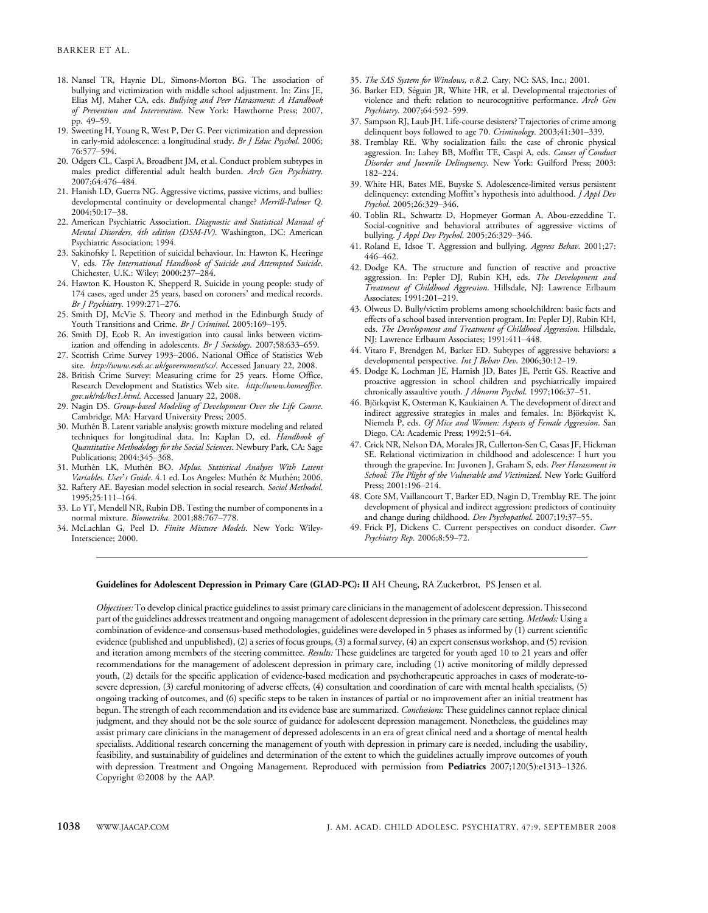18. Nansel TR, Haynie DL, Simons-Morton BG. The association of bullying and victimization with middle school adjustment. In: Zins JE, Elias MJ, Maher CA, eds. *Bullying and Peer Harassment: A Handbook of Prevention and Intervention*. New York: Hawthorne Press; 2007, pp. 49–59.
19. Sweeting H, Young R, West P, Der G. Peer victimization and depression in early-mid adolescence: a longitudinal study. *Br J Educ Psychol*. 2006; 76:577–594.
20. Odgers CL, Caspi A, Broadbent JM, et al. Conduct problem subtypes in males predict differential adult health burden. *Arch Gen Psychiatry*. 2007;64:476–484.
21. Hanish LD, Guerra NG. Aggressive victims, passive victims, and bullies: developmental continuity or developmental change? *Merrill-Palmer Q*. 2004;50:17–38.
22. American Psychiatric Association. *Diagnostic and Statistical Manual of Mental Disorders, 4th edition (DSM-IV)*. Washington, DC: American Psychiatric Association; 1994.
23. Sakinofsky I. Repetition of suicidal behaviour. In: Hawton K, Heeringe V, eds. *The International Handbook of Suicide and Attempted Suicide*. Chichester, U.K.: Wiley; 2000:237–284.
24. Hawton K, Houston K, Shepperd R. Suicide in young people: study of 174 cases, aged under 25 years, based on coroners' and medical records. *Br J Psychiatry*. 1999:271–276.
25. Smith DJ, McVie S. Theory and method in the Edinburgh Study of Youth Transitions and Crime. *Br J Criminol*. 2005:169–195.
26. Smith DJ, Ecob R. An investigation into causal links between victimization and offending in adolescents. *Br J Sociology*. 2007;58:633–659.
27. Scottish Crime Survey 1993–2006. National Office of Statistics Web site. *http://www.esds.ac.uk/government/scs/*. Accessed January 22, 2008.
28. British Crime Survey: Measuring crime for 25 years. Home Office, Research Development and Statistics Web site. *http://www.homeoffice.gov.uk/rds/bcs1.html*. Accessed January 22, 2008.
29. Nagin DS. *Group-based Modeling of Development Over the Life Course*. Cambridge, MA: Harvard University Press; 2005.
30. Muthén B. Latent variable analysis: growth mixture modeling and related techniques for longitudinal data. In: Kaplan D, ed. *Handbook of Quantitative Methodology for the Social Sciences*. Newbury Park, CA: Sage Publications; 2004:345–368.
31. Muthén LK, Muthén BO. *Mplus. Statistical Analyses With Latent Variables. User's Guide*. 4.1 ed. Los Angeles: Muthén & Muthén; 2006.
32. Raftery AE. Bayesian model selection in social research. *Sociol Methodol*. 1995;25:111–164.
33. Lo YT, Mendell NR, Rubin DB. Testing the number of components in a normal mixture. *Biometrika*. 2001;88:767–778.
34. McLachlan G, Peel D. *Finite Mixture Models*. New York: Wiley-Interscience; 2000.
35. *The SAS System for Windows, v.8.2*. Cary, NC: SAS, Inc.; 2001.
36. Barker ED, Séguin JR, White HR, et al. Developmental trajectories of violence and theft: relation to neurocognitive performance. *Arch Gen Psychiatry*. 2007;64:592–599.
37. Sampson RJ, Laub JH. Life-course desisters? Trajectories of crime among delinquent boys followed to age 70. *Criminology*. 2003;41:301–339.
38. Tremblay RE. Why socialization fails: the case of chronic physical aggression. In: Lahey BB, Moffitt TE, Caspi A, eds. *Causes of Conduct Disorder and Juvenile Delinquency*. New York: Guilford Press; 2003: 182–224.
39. White HR, Bates ME, Buyske S. Adolescence-limited versus persistent delinquency: extending Moffitt's hypothesis into adulthood. *J Appl Dev Psychol*. 2005;26:329–346.
40. Toblin RL, Schwartz D, Hopmeyer Gorman A, Abou-ezzeddine T. Social-cognitive and behavioral attributes of aggressive victims of bullying. *J Appl Dev Psychol*. 2005;26:329–346.
41. Roland E, Idsoe T. Aggression and bullying. *Aggress Behav*. 2001;27: 446–462.
42. Dodge KA. The structure and function of reactive and proactive aggression. In: Pepler DJ, Rubin KH, eds. *The Development and Treatment of Childhood Aggression*. Hillsdale, NJ: Lawrence Erlbaum Associates; 1991:201–219.
43. Olweus D. Bully/victim problems among schoolchildren: basic facts and effects of a school based intervention program. In: Pepler DJ, Rubin KH, eds. *The Development and Treatment of Childhood Aggression*. Hillsdale, NJ: Lawrence Erlbaum Associates; 1991:411–448.
44. Vitaro F, Brendgen M, Barker ED. Subtypes of aggressive behaviors: a developmental perspective. *Int J Behav Dev*. 2006;30:12–19.
45. Dodge K, Lochman JE, Harnish JD, Bates JE, Pettit GS. Reactive and proactive aggression in school children and psychiatrically impaired chronically assaultive youth. *J Abnorm Psychol*. 1997;106:37–51.
46. Björkqvist K, Osterman K, Kaukiainen A. The development of direct and indirect aggressive strategies in males and females. In: Björkqvist K, Niemela P, eds. *Of Mice and Women: Aspects of Female Aggression*. San Diego, CA: Academic Press; 1992:51–64.
47. Crick NR, Nelson DA, Morales JR, Cullerton-Sen C, Casas JF, Hickman SE. Relational victimization in childhood and adolescence: I hurt you through the grapevine. In: Juvonen J, Graham S, eds. *Peer Harassment in School: The Plight of the Vulnerable and Victimized*. New York: Guilford Press; 2001:196–214.
48. Cote SM, Vaillancourt T, Barker ED, Nagin D, Tremblay RE. The joint development of physical and indirect aggression: predictors of continuity and change during childhood. *Dev Psychopathol*. 2007;19:37–55.
49. Frick PJ, Dickens C. Current perspectives on conduct disorder. *Curr Psychiatry Rep*. 2006;8:59–72.

---

**Guidelines for Adolescent Depression in Primary Care (GLAD-PC): II** AH Cheung, RA Zuckerbrot, PS Jensen et al.

*Objectives:* To develop clinical practice guidelines to assist primary care clinicians in the management of adolescent depression. This second part of the guidelines addresses treatment and ongoing management of adolescent depression in the primary care setting. *Methods:* Using a combination of evidence-and consensus-based methodologies, guidelines were developed in 5 phases as informed by (1) current scientific evidence (published and unpublished), (2) a series of focus groups, (3) a formal survey, (4) an expert consensus workshop, and (5) revision and iteration among members of the steering committee. *Results:* These guidelines are targeted for youth aged 10 to 21 years and offer recommendations for the management of adolescent depression in primary care, including (1) active monitoring of mildly depressed youth, (2) details for the specific application of evidence-based medication and psychotherapeutic approaches in cases of moderate-to-severe depression, (3) careful monitoring of adverse effects, (4) consultation and coordination of care with mental health specialists, (5) ongoing tracking of outcomes, and (6) specific steps to be taken in instances of partial or no improvement after an initial treatment has begun. The strength of each recommendation and its evidence base are summarized. *Conclusions:* These guidelines cannot replace clinical judgment, and they should not be the sole source of guidance for adolescent depression management. Nonetheless, the guidelines may assist primary care clinicians in the management of depressed adolescents in an era of great clinical need and a shortage of mental health specialists. Additional research concerning the management of youth with depression in primary care is needed, including the usability, feasibility, and sustainability of guidelines and determination of the extent to which the guidelines actually improve outcomes of youth with depression. Treatment and Ongoing Management. Reproduced with permission from **Pediatrics** 2007;120(5):e1313–1326. Copyright ©2008 by the AAP.